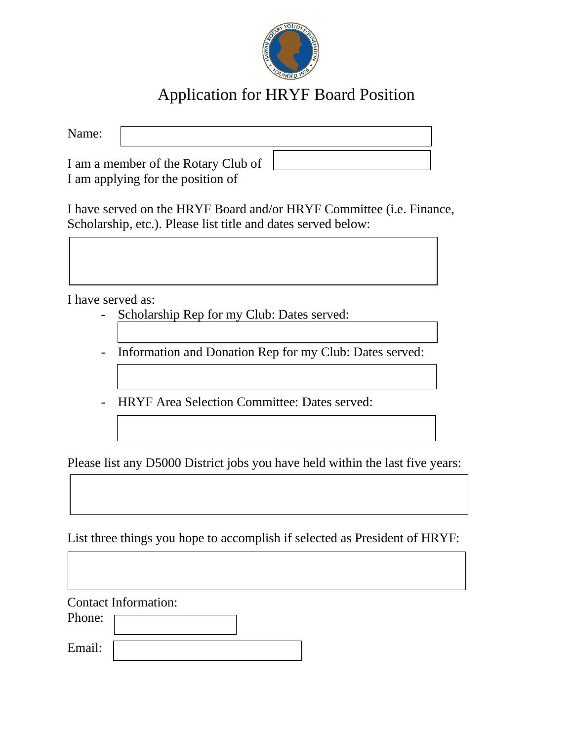# Application for HRYF Board Position

Name:

I am a member of the Rotary Club of

I am applying for the position of

I have served on the HRYF Board and/or HRYF Committee (i.e. Finance, Scholarship, etc.). Please list title and dates served below:

I have served as:

- Scholarship Rep for my Club: Dates served:
- Information and Donation Rep for my Club: Dates served:
- HRYF Area Selection Committee: Dates served:

Please list any D5000 District jobs you have held within the last five years:

List three things you hope to accomplish if selected as President of HRYF:

Contact Information:

Phone:

Email: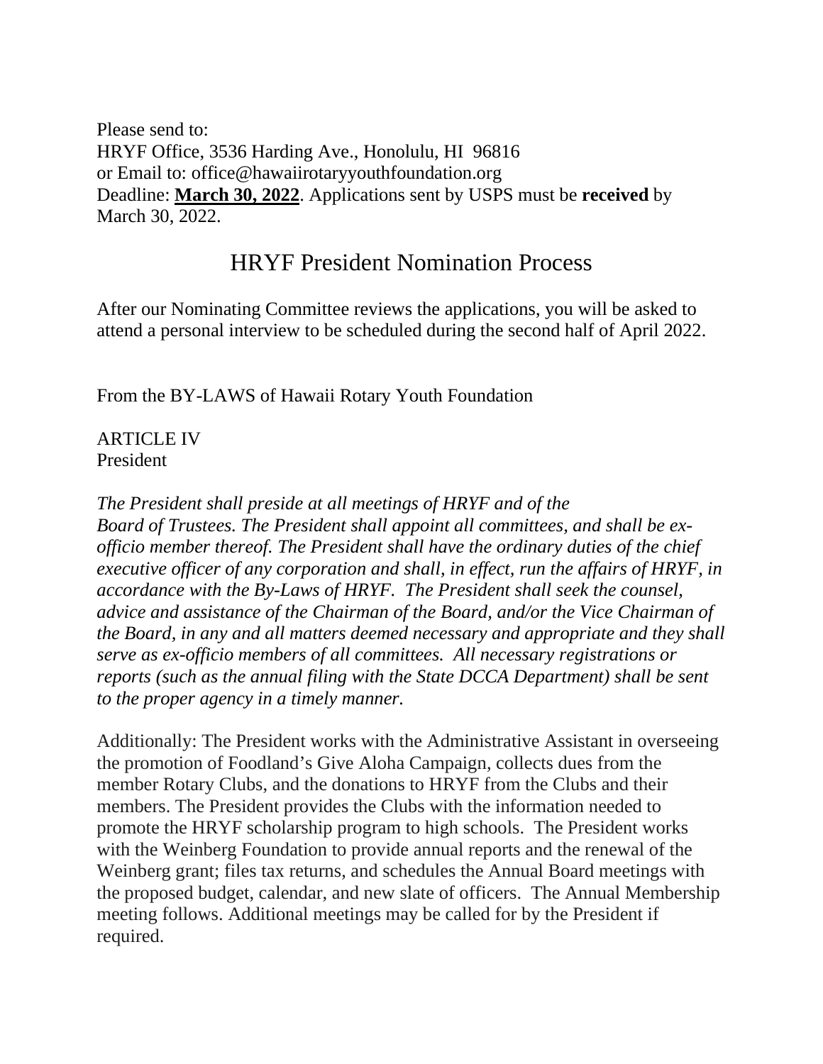Please send to:
HRYF Office, 3536 Harding Ave., Honolulu, HI 96816
or Email to: office@hawaiirotaryyouthfoundation.org
Deadline: **March 30, 2022**. Applications sent by USPS must be **received** by March 30, 2022.

## HRYF President Nomination Process

After our Nominating Committee reviews the applications, you will be asked to attend a personal interview to be scheduled during the second half of April 2022.

From the BY-LAWS of Hawaii Rotary Youth Foundation

ARTICLE IV
President

*The President shall preside at all meetings of HRYF and of the Board of Trustees. The President shall appoint all committees, and shall be ex-officio member thereof. The President shall have the ordinary duties of the chief executive officer of any corporation and shall, in effect, run the affairs of HRYF, in accordance with the By-Laws of HRYF. The President shall seek the counsel, advice and assistance of the Chairman of the Board, and/or the Vice Chairman of the Board, in any and all matters deemed necessary and appropriate and they shall serve as ex-officio members of all committees. All necessary registrations or reports (such as the annual filing with the State DCCA Department) shall be sent to the proper agency in a timely manner.*

Additionally: The President works with the Administrative Assistant in overseeing the promotion of Foodland's Give Aloha Campaign, collects dues from the member Rotary Clubs, and the donations to HRYF from the Clubs and their members. The President provides the Clubs with the information needed to promote the HRYF scholarship program to high schools. The President works with the Weinberg Foundation to provide annual reports and the renewal of the Weinberg grant; files tax returns, and schedules the Annual Board meetings with the proposed budget, calendar, and new slate of officers. The Annual Membership meeting follows. Additional meetings may be called for by the President if required.